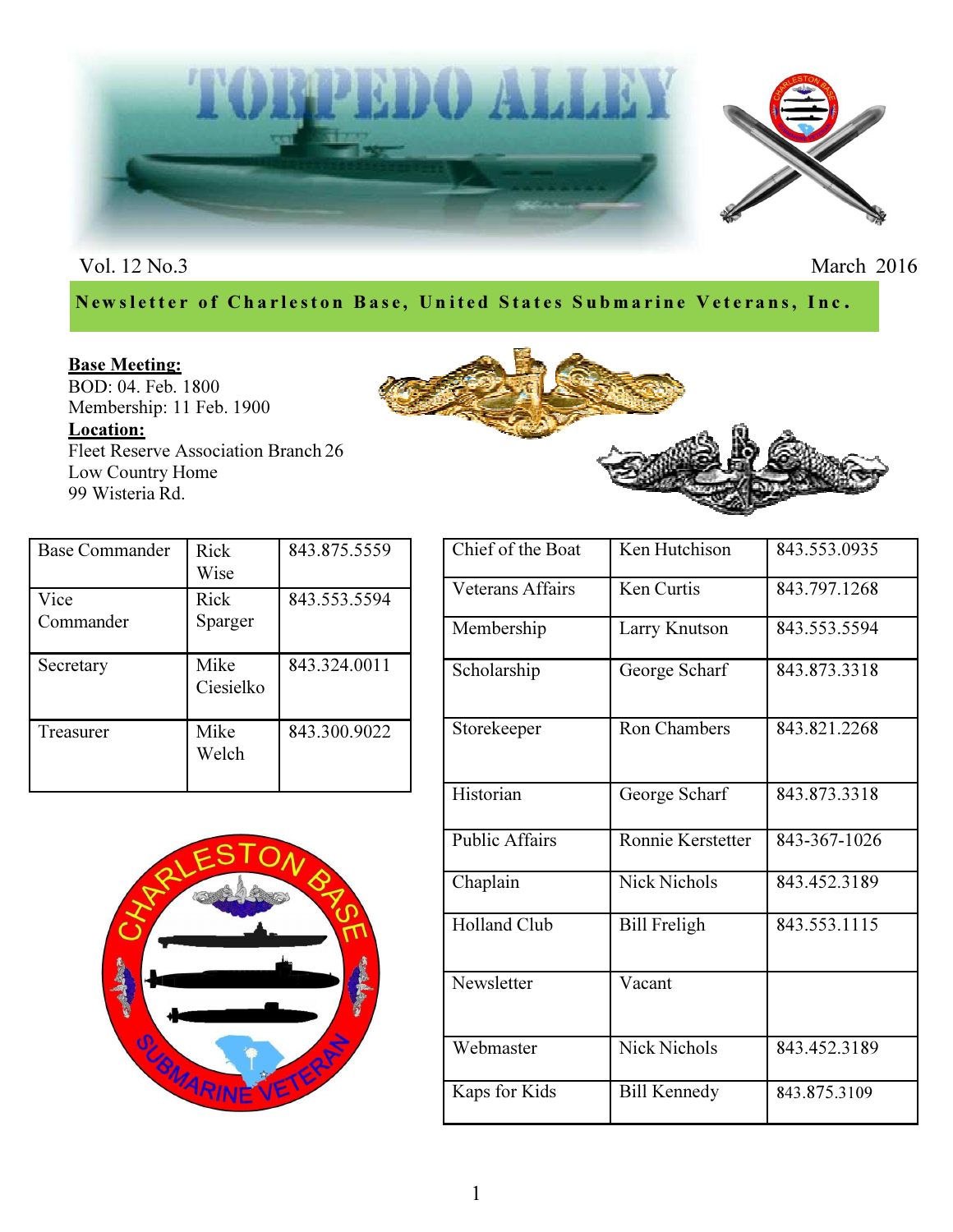# TORPEDO ALLEY

Vol. 12 No.3 March 2016

**Newsletter of Charleston Base, United States Submarine Veterans, Inc.**

**Base Meeting:**
BOD: 04. Feb. 1800
Membership: 11 Feb. 1900

**Location:**
Fleet Reserve Association Branch 26
Low Country Home
99 Wisteria Rd.

| Base Commander | Rick Wise | 843.875.5559 |
|---|---|---|
| Vice Commander | Rick Sparger | 843.553.5594 |
| Secretary | Mike Ciesielko | 843.324.0011 |
| Treasurer | Mike Welch | 843.300.9022 |

| Chief of the Boat | Ken Hutchison | 843.553.0935 |
|---|---|---|
| Veterans Affairs | Ken Curtis | 843.797.1268 |
| Membership | Larry Knutson | 843.553.5594 |
| Scholarship | George Scharf | 843.873.3318 |
| Storekeeper | Ron Chambers | 843.821.2268 |
| Historian | George Scharf | 843.873.3318 |
| Public Affairs | Ronnie Kerstetter | 843-367-1026 |
| Chaplain | Nick Nichols | 843.452.3189 |
| Holland Club | Bill Freligh | 843.553.1115 |
| Newsletter | Vacant | |
| Webmaster | Nick Nichols | 843.452.3189 |
| Kaps for Kids | Bill Kennedy | 843.875.3109 |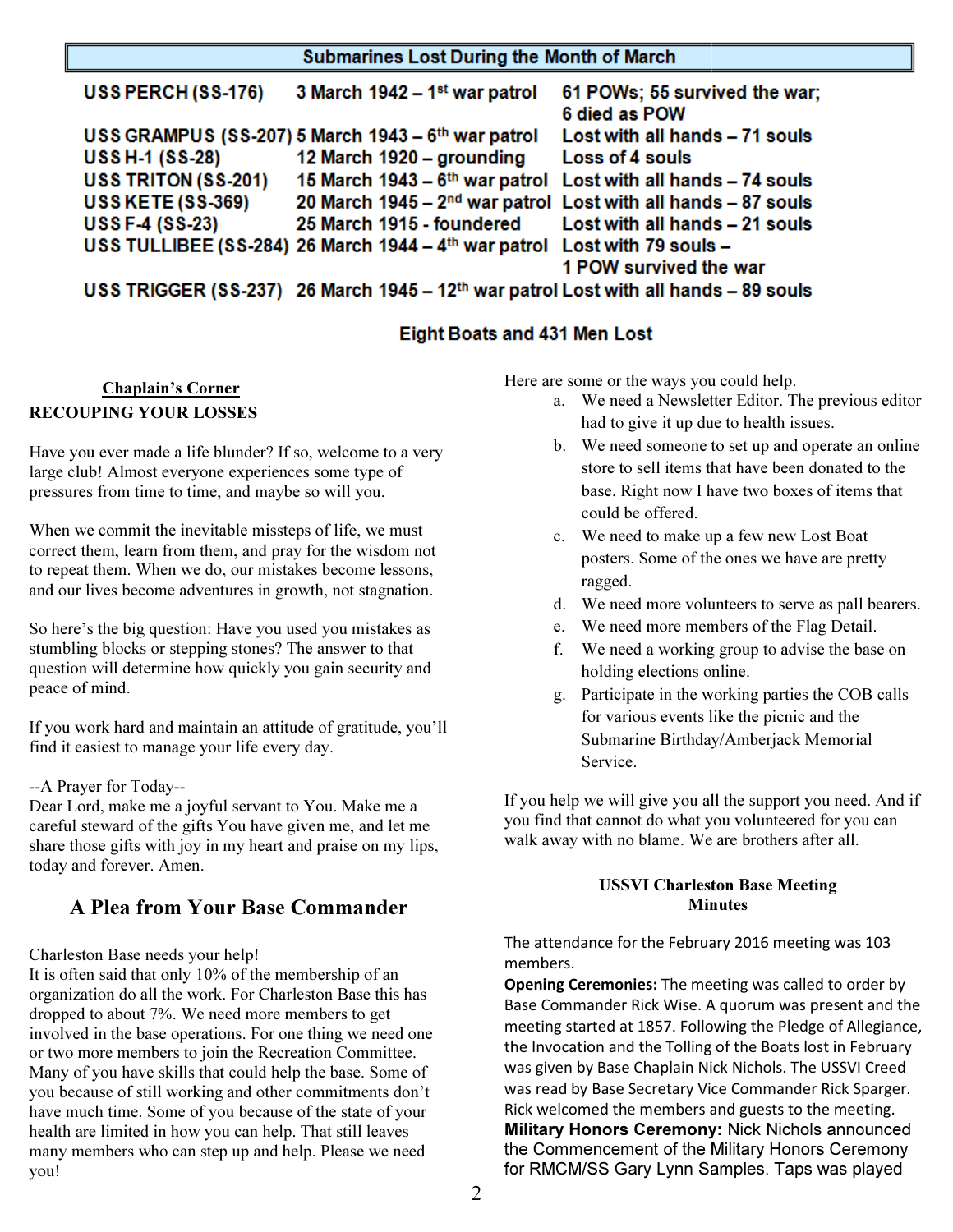## Submarines Lost During the Month of March

| | | |
|---|---|---|
| USS PERCH (SS-176) | 3 March 1942 – 1st war patrol | 61 POWs; 55 survived the war; 6 died as POW |
| USS GRAMPUS (SS-207) | 5 March 1943 – 6th war patrol | Lost with all hands – 71 souls |
| USS H-1 (SS-28) | 12 March 1920 – grounding | Loss of 4 souls |
| USS TRITON (SS-201) | 15 March 1943 – 6th war patrol | Lost with all hands – 74 souls |
| USS KETE (SS-369) | 20 March 1945 – 2nd war patrol | Lost with all hands – 87 souls |
| USS F-4 (SS-23) | 25 March 1915 - foundered | Lost with all hands – 21 souls |
| USS TULLIBEE (SS-284) | 26 March 1944 – 4th war patrol | Lost with 79 souls – 1 POW survived the war |
| USS TRIGGER (SS-237) | 26 March 1945 – 12th war patrol | Lost with all hands – 89 souls |

**Eight Boats and 431 Men Lost**

### Chaplain's Corner

**RECOUPING YOUR LOSSES**

Have you ever made a life blunder? If so, welcome to a very large club! Almost everyone experiences some type of pressures from time to time, and maybe so will you.

When we commit the inevitable missteps of life, we must correct them, learn from them, and pray for the wisdom not to repeat them. When we do, our mistakes become lessons, and our lives become adventures in growth, not stagnation.

So here's the big question: Have you used you mistakes as stumbling blocks or stepping stones? The answer to that question will determine how quickly you gain security and peace of mind.

If you work hard and maintain an attitude of gratitude, you'll find it easiest to manage your life every day.

--A Prayer for Today--
Dear Lord, make me a joyful servant to You. Make me a careful steward of the gifts You have given me, and let me share those gifts with joy in my heart and praise on my lips, today and forever. Amen.

## A Plea from Your Base Commander

Charleston Base needs your help!
It is often said that only 10% of the membership of an organization do all the work. For Charleston Base this has dropped to about 7%. We need more members to get involved in the base operations. For one thing we need one or two more members to join the Recreation Committee. Many of you have skills that could help the base. Some of you because of still working and other commitments don't have much time. Some of you because of the state of your health are limited in how you can help. That still leaves many members who can step up and help. Please we need you!

Here are some or the ways you could help.

a. We need a Newsletter Editor. The previous editor had to give it up due to health issues.
b. We need someone to set up and operate an online store to sell items that have been donated to the base. Right now I have two boxes of items that could be offered.
c. We need to make up a few new Lost Boat posters. Some of the ones we have are pretty ragged.
d. We need more volunteers to serve as pall bearers.
e. We need more members of the Flag Detail.
f. We need a working group to advise the base on holding elections online.
g. Participate in the working parties the COB calls for various events like the picnic and the Submarine Birthday/Amberjack Memorial Service.

If you help we will give you all the support you need. And if you find that cannot do what you volunteered for you can walk away with no blame. We are brothers after all.

### USSVI Charleston Base Meeting Minutes

The attendance for the February 2016 meeting was 103 members.

**Opening Ceremonies:** The meeting was called to order by Base Commander Rick Wise. A quorum was present and the meeting started at 1857. Following the Pledge of Allegiance, the Invocation and the Tolling of the Boats lost in February was given by Base Chaplain Nick Nichols. The USSVI Creed was read by Base Secretary Vice Commander Rick Sparger. Rick welcomed the members and guests to the meeting.

**Military Honors Ceremony:** Nick Nichols announced the Commencement of the Military Honors Ceremony for RMCM/SS Gary Lynn Samples. Taps was played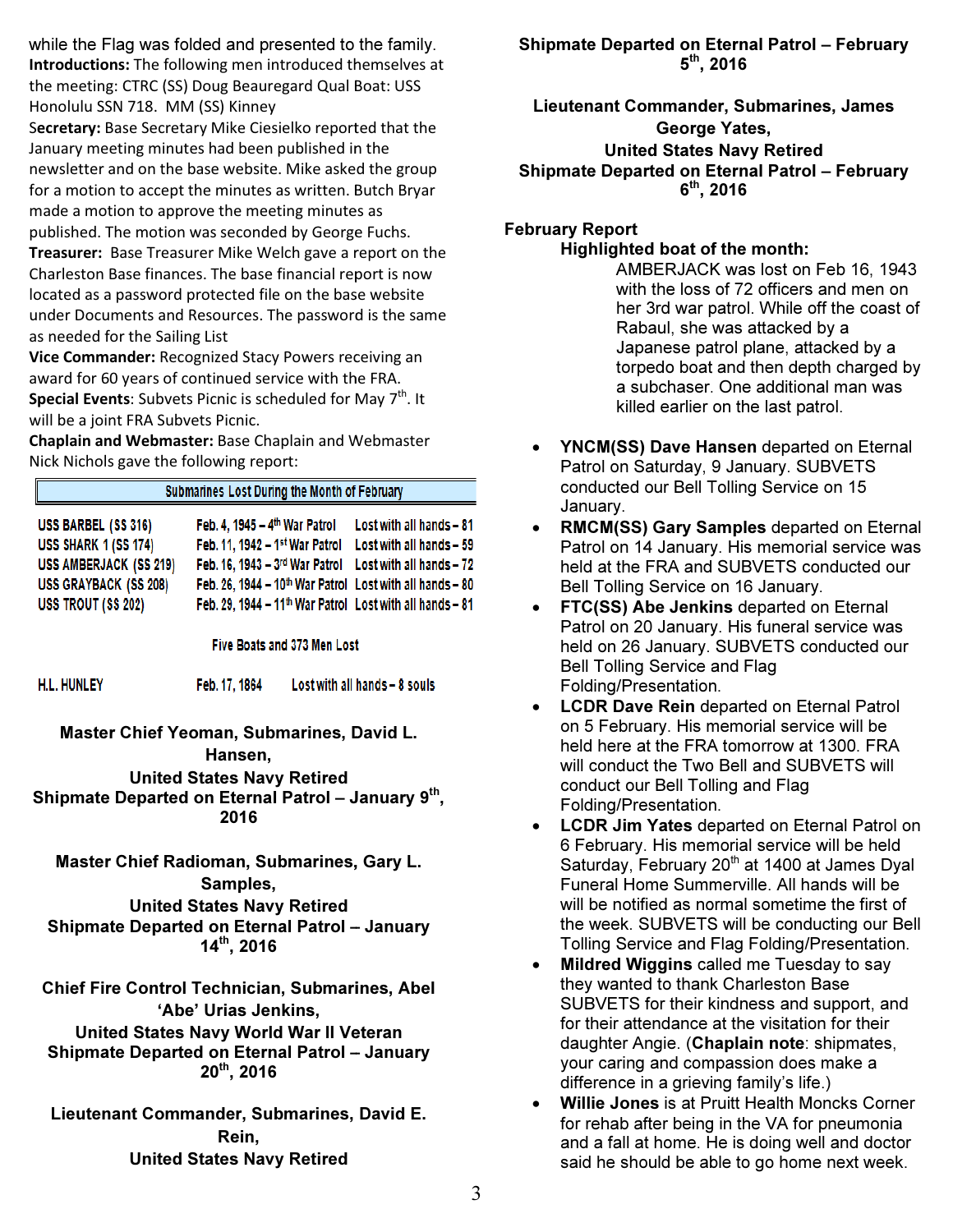while the Flag was folded and presented to the family.

**Introductions:** The following men introduced themselves at the meeting: CTRC (SS) Doug Beauregard Qual Boat: USS Honolulu SSN 718. MM (SS) Kinney

**Secretary:** Base Secretary Mike Ciesielko reported that the January meeting minutes had been published in the newsletter and on the base website. Mike asked the group for a motion to accept the minutes as written. Butch Bryar made a motion to approve the meeting minutes as published. The motion was seconded by George Fuchs.

**Treasurer:** Base Treasurer Mike Welch gave a report on the Charleston Base finances. The base financial report is now located as a password protected file on the base website under Documents and Resources. The password is the same as needed for the Sailing List

**Vice Commander:** Recognized Stacy Powers receiving an award for 60 years of continued service with the FRA.

**Special Events**: Subvets Picnic is scheduled for May 7th. It will be a joint FRA Subvets Picnic.

**Chaplain and Webmaster:** Base Chaplain and Webmaster Nick Nichols gave the following report:

**Submarines Lost During the Month of February**

| | | |
|---|---|---|
| USS BARBEL (SS 316) | Feb. 4, 1945 – 4th War Patrol | Lost with all hands – 81 |
| USS SHARK 1 (SS 174) | Feb. 11, 1942 – 1st War Patrol | Lost with all hands – 59 |
| USS AMBERJACK (SS 219) | Feb. 16, 1943 – 3rd War Patrol | Lost with all hands – 72 |
| USS GRAYBACK (SS 208) | Feb. 26, 1944 – 10th War Patrol | Lost with all hands – 80 |
| USS TROUT (SS 202) | Feb. 29, 1944 – 11th War Patrol | Lost with all hands – 81 |

Five Boats and 373 Men Lost

| | | |
|---|---|---|
| H.L. HUNLEY | Feb. 17, 1864 | Lost with all hands – 8 souls |

**Master Chief Yeoman, Submarines, David L. Hansen,**
**United States Navy Retired**
**Shipmate Departed on Eternal Patrol – January 9th, 2016**

**Master Chief Radioman, Submarines, Gary L. Samples,**
**United States Navy Retired**
**Shipmate Departed on Eternal Patrol – January 14th, 2016**

**Chief Fire Control Technician, Submarines, Abel 'Abe' Urias Jenkins,**
**United States Navy World War II Veteran**
**Shipmate Departed on Eternal Patrol – January 20th, 2016**

**Lieutenant Commander, Submarines, David E. Rein,**
**United States Navy Retired**
**Shipmate Departed on Eternal Patrol – February 5th, 2016**

**Lieutenant Commander, Submarines, James George Yates,**
**United States Navy Retired**
**Shipmate Departed on Eternal Patrol – February 6th, 2016**

**February Report**

**Highlighted boat of the month:**

AMBERJACK was lost on Feb 16, 1943 with the loss of 72 officers and men on her 3rd war patrol. While off the coast of Rabaul, she was attacked by a Japanese patrol plane, attacked by a torpedo boat and then depth charged by a subchaser. One additional man was killed earlier on the last patrol.

- **YNCM(SS) Dave Hansen** departed on Eternal Patrol on Saturday, 9 January. SUBVETS conducted our Bell Tolling Service on 15 January.
- **RMCM(SS) Gary Samples** departed on Eternal Patrol on 14 January. His memorial service was held at the FRA and SUBVETS conducted our Bell Tolling Service on 16 January.
- **FTC(SS) Abe Jenkins** departed on Eternal Patrol on 20 January. His funeral service was held on 26 January. SUBVETS conducted our Bell Tolling Service and Flag Folding/Presentation.
- **LCDR Dave Rein** departed on Eternal Patrol on 5 February. His memorial service will be held here at the FRA tomorrow at 1300. FRA will conduct the Two Bell and SUBVETS will conduct our Bell Tolling and Flag Folding/Presentation.
- **LCDR Jim Yates** departed on Eternal Patrol on 6 February. His memorial service will be held Saturday, February 20th at 1400 at James Dyal Funeral Home Summerville. All hands will be will be notified as normal sometime the first of the week. SUBVETS will be conducting our Bell Tolling Service and Flag Folding/Presentation.
- **Mildred Wiggins** called me Tuesday to say they wanted to thank Charleston Base SUBVETS for their kindness and support, and for their attendance at the visitation for their daughter Angie. (**Chaplain note**: shipmates, your caring and compassion does make a difference in a grieving family's life.)
- **Willie Jones** is at Pruitt Health Moncks Corner for rehab after being in the VA for pneumonia and a fall at home. He is doing well and doctor said he should be able to go home next week.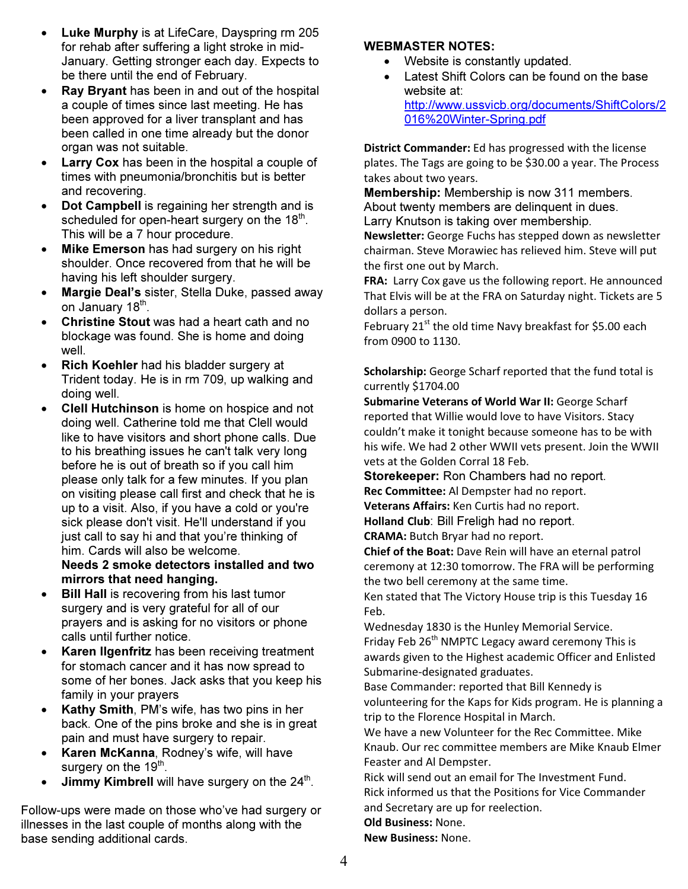- **Luke Murphy** is at LifeCare, Dayspring rm 205 for rehab after suffering a light stroke in mid-January. Getting stronger each day. Expects to be there until the end of February.
- **Ray Bryant** has been in and out of the hospital a couple of times since last meeting. He has been approved for a liver transplant and has been called in one time already but the donor organ was not suitable.
- **Larry Cox** has been in the hospital a couple of times with pneumonia/bronchitis but is better and recovering.
- **Dot Campbell** is regaining her strength and is scheduled for open-heart surgery on the 18th. This will be a 7 hour procedure.
- **Mike Emerson** has had surgery on his right shoulder. Once recovered from that he will be having his left shoulder surgery.
- **Margie Deal's** sister, Stella Duke, passed away on January 18th.
- **Christine Stout** was had a heart cath and no blockage was found. She is home and doing well.
- **Rich Koehler** had his bladder surgery at Trident today. He is in rm 709, up walking and doing well.
- **Clell Hutchinson** is home on hospice and not doing well. Catherine told me that Clell would like to have visitors and short phone calls. Due to his breathing issues he can't talk very long before he is out of breath so if you call him please only talk for a few minutes. If you plan on visiting please call first and check that he is up to a visit. Also, if you have a cold or you're sick please don't visit. He'll understand if you just call to say hi and that you're thinking of him. Cards will also be welcome.
  **Needs 2 smoke detectors installed and two mirrors that need hanging.**
- **Bill Hall** is recovering from his last tumor surgery and is very grateful for all of our prayers and is asking for no visitors or phone calls until further notice.
- **Karen Ilgenfritz** has been receiving treatment for stomach cancer and it has now spread to some of her bones. Jack asks that you keep his family in your prayers
- **Kathy Smith**, PM's wife, has two pins in her back. One of the pins broke and she is in great pain and must have surgery to repair.
- **Karen McKanna**, Rodney's wife, will have surgery on the 19th.
- **Jimmy Kimbrell** will have surgery on the 24th.

Follow-ups were made on those who've had surgery or illnesses in the last couple of months along with the base sending additional cards.

**WEBMASTER NOTES:**

- Website is constantly updated.
- Latest Shift Colors can be found on the base website at: http://www.ussvicb.org/documents/ShiftColors/2016%20Winter-Spring.pdf

**District Commander:** Ed has progressed with the license plates. The Tags are going to be $30.00 a year. The Process takes about two years.

**Membership:** Membership is now 311 members. About twenty members are delinquent in dues. Larry Knutson is taking over membership.

**Newsletter:** George Fuchs has stepped down as newsletter chairman. Steve Morawiec has relieved him. Steve will put the first one out by March.

**FRA:** Larry Cox gave us the following report. He announced That Elvis will be at the FRA on Saturday night. Tickets are 5 dollars a person.

February 21st the old time Navy breakfast for $5.00 each from 0900 to 1130.

**Scholarship:** George Scharf reported that the fund total is currently $1704.00

**Submarine Veterans of World War II:** George Scharf reported that Willie would love to have Visitors. Stacy couldn't make it tonight because someone has to be with his wife. We had 2 other WWII vets present. Join the WWII vets at the Golden Corral 18 Feb.

**Storekeeper:** Ron Chambers had no report.

**Rec Committee:** Al Dempster had no report.

**Veterans Affairs:** Ken Curtis had no report.

**Holland Club**: Bill Freligh had no report.

**CRAMA:** Butch Bryar had no report.

**Chief of the Boat:** Dave Rein will have an eternal patrol ceremony at 12:30 tomorrow. The FRA will be performing the two bell ceremony at the same time.

Ken stated that The Victory House trip is this Tuesday 16 Feb.

Wednesday 1830 is the Hunley Memorial Service.

Friday Feb 26th NMPTC Legacy award ceremony This is awards given to the Highest academic Officer and Enlisted Submarine-designated graduates.

Base Commander: reported that Bill Kennedy is volunteering for the Kaps for Kids program. He is planning a trip to the Florence Hospital in March.

We have a new Volunteer for the Rec Committee. Mike Knaub. Our rec committee members are Mike Knaub Elmer Feaster and Al Dempster.

Rick will send out an email for The Investment Fund.

Rick informed us that the Positions for Vice Commander and Secretary are up for reelection.

**Old Business:** None.

**New Business:** None.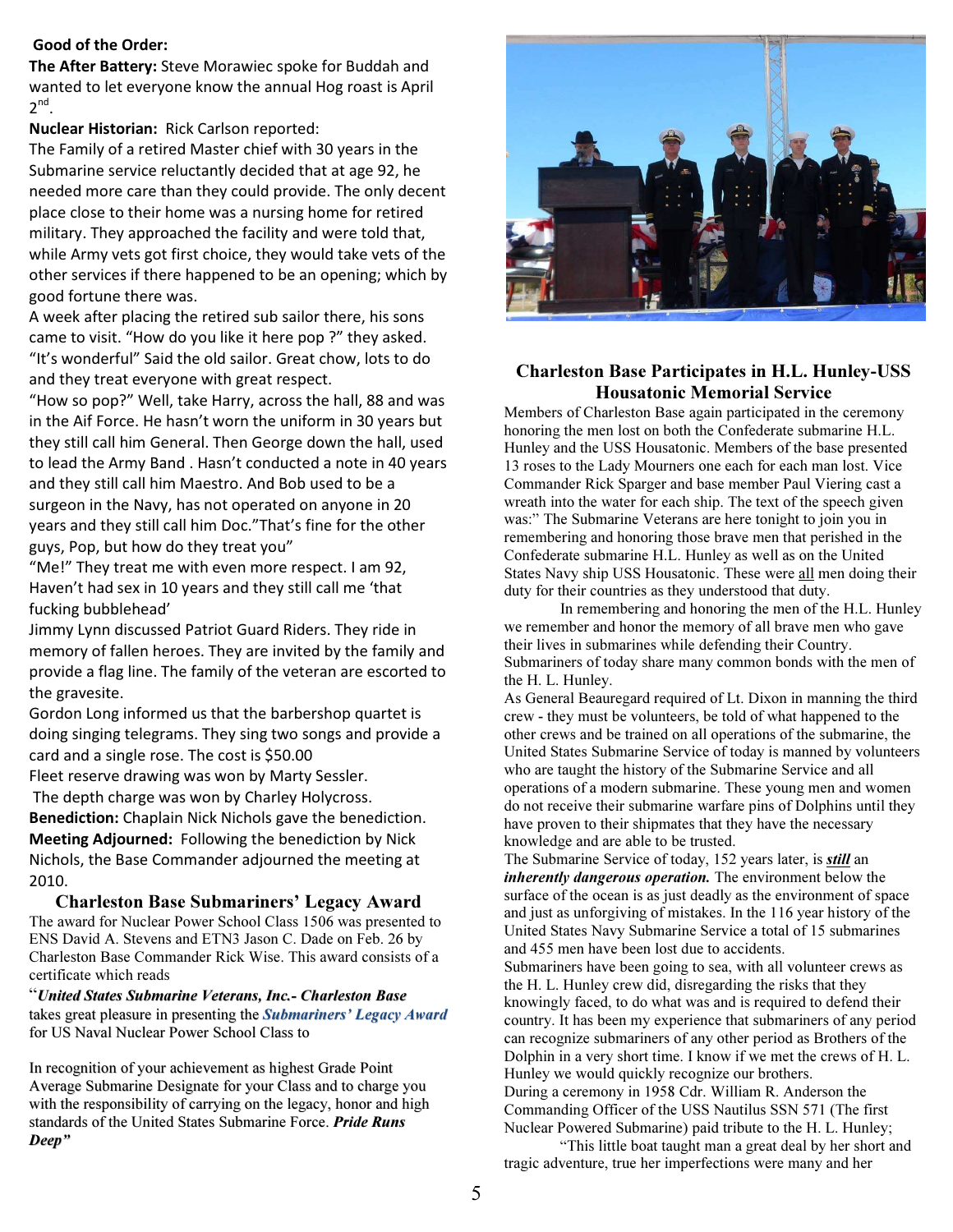**Good of the Order:**

**The After Battery:** Steve Morawiec spoke for Buddah and wanted to let everyone know the annual Hog roast is April 2nd.

**Nuclear Historian:** Rick Carlson reported:

The Family of a retired Master chief with 30 years in the Submarine service reluctantly decided that at age 92, he needed more care than they could provide. The only decent place close to their home was a nursing home for retired military. They approached the facility and were told that, while Army vets got first choice, they would take vets of the other services if there happened to be an opening; which by good fortune there was.

A week after placing the retired sub sailor there, his sons came to visit. "How do you like it here pop ?" they asked. "It's wonderful" Said the old sailor. Great chow, lots to do and they treat everyone with great respect.

"How so pop?" Well, take Harry, across the hall, 88 and was in the Aif Force. He hasn't worn the uniform in 30 years but they still call him General. Then George down the hall, used to lead the Army Band . Hasn't conducted a note in 40 years and they still call him Maestro. And Bob used to be a surgeon in the Navy, has not operated on anyone in 20 years and they still call him Doc."That's fine for the other guys, Pop, but how do they treat you"

"Me!" They treat me with even more respect. I am 92, Haven't had sex in 10 years and they still call me 'that fucking bubblehead'

Jimmy Lynn discussed Patriot Guard Riders. They ride in memory of fallen heroes. They are invited by the family and provide a flag line. The family of the veteran are escorted to the gravesite.

Gordon Long informed us that the barbershop quartet is doing singing telegrams. They sing two songs and provide a card and a single rose. The cost is $50.00

Fleet reserve drawing was won by Marty Sessler.

The depth charge was won by Charley Holycross.

**Benediction:** Chaplain Nick Nichols gave the benediction.

**Meeting Adjourned:** Following the benediction by Nick Nichols, the Base Commander adjourned the meeting at 2010.

## Charleston Base Submariners' Legacy Award

The award for Nuclear Power School Class 1506 was presented to ENS David A. Stevens and ETN3 Jason C. Dade on Feb. 26 by Charleston Base Commander Rick Wise. This award consists of a certificate which reads

"***United States Submarine Veterans, Inc.- Charleston Base*** takes great pleasure in presenting the ***Submariners' Legacy Award*** for US Naval Nuclear Power School Class to

In recognition of your achievement as highest Grade Point Average Submarine Designate for your Class and to charge you with the responsibility of carrying on the legacy, honor and high standards of the United States Submarine Force. ***Pride Runs Deep"***

## Charleston Base Participates in H.L. Hunley-USS Housatonic Memorial Service

Members of Charleston Base again participated in the ceremony honoring the men lost on both the Confederate submarine H.L. Hunley and the USS Housatonic. Members of the base presented 13 roses to the Lady Mourners one each for each man lost. Vice Commander Rick Sparger and base member Paul Viering cast a wreath into the water for each ship. The text of the speech given was:" The Submarine Veterans are here tonight to join you in remembering and honoring those brave men that perished in the Confederate submarine H.L. Hunley as well as on the United States Navy ship USS Housatonic. These were all men doing their duty for their countries as they understood that duty.

In remembering and honoring the men of the H.L. Hunley we remember and honor the memory of all brave men who gave their lives in submarines while defending their Country. Submariners of today share many common bonds with the men of the H. L. Hunley.

As General Beauregard required of Lt. Dixon in manning the third crew - they must be volunteers, be told of what happened to the other crews and be trained on all operations of the submarine, the United States Submarine Service of today is manned by volunteers who are taught the history of the Submarine Service and all operations of a modern submarine. These young men and women do not receive their submarine warfare pins of Dolphins until they have proven to their shipmates that they have the necessary knowledge and are able to be trusted.

The Submarine Service of today, 152 years later, is ***still*** an ***inherently dangerous operation.*** The environment below the surface of the ocean is as just deadly as the environment of space and just as unforgiving of mistakes. In the 116 year history of the United States Navy Submarine Service a total of 15 submarines and 455 men have been lost due to accidents.

Submariners have been going to sea, with all volunteer crews as the H. L. Hunley crew did, disregarding the risks that they knowingly faced, to do what was and is required to defend their country. It has been my experience that submariners of any period can recognize submariners of any other period as Brothers of the Dolphin in a very short time. I know if we met the crews of H. L. Hunley we would quickly recognize our brothers.

During a ceremony in 1958 Cdr. William R. Anderson the Commanding Officer of the USS Nautilus SSN 571 (The first Nuclear Powered Submarine) paid tribute to the H. L. Hunley;

"This little boat taught man a great deal by her short and tragic adventure, true her imperfections were many and her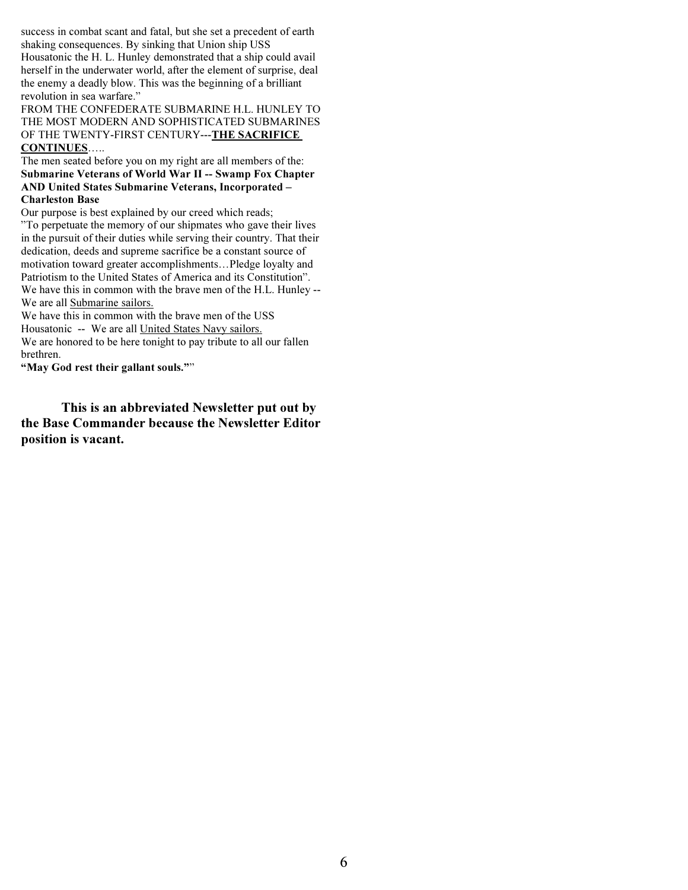success in combat scant and fatal, but she set a precedent of earth shaking consequences. By sinking that Union ship USS Housatonic the H. L. Hunley demonstrated that a ship could avail herself in the underwater world, after the element of surprise, deal the enemy a deadly blow. This was the beginning of a brilliant revolution in sea warfare."

FROM THE CONFEDERATE SUBMARINE H.L. HUNLEY TO THE MOST MODERN AND SOPHISTICATED SUBMARINES OF THE TWENTY-FIRST CENTURY---**THE SACRIFICE CONTINUES**…..

The men seated before you on my right are all members of the:
**Submarine Veterans of World War II -- Swamp Fox Chapter AND United States Submarine Veterans, Incorporated – Charleston Base**

Our purpose is best explained by our creed which reads;
"To perpetuate the memory of our shipmates who gave their lives in the pursuit of their duties while serving their country. That their dedication, deeds and supreme sacrifice be a constant source of motivation toward greater accomplishments…Pledge loyalty and Patriotism to the United States of America and its Constitution".

We have this in common with the brave men of the H.L. Hunley -- We are all Submarine sailors.

We have this in common with the brave men of the USS Housatonic -- We are all United States Navy sailors.

We are honored to be here tonight to pay tribute to all our fallen brethren.

**"May God rest their gallant souls."**"

**This is an abbreviated Newsletter put out by the Base Commander because the Newsletter Editor position is vacant.**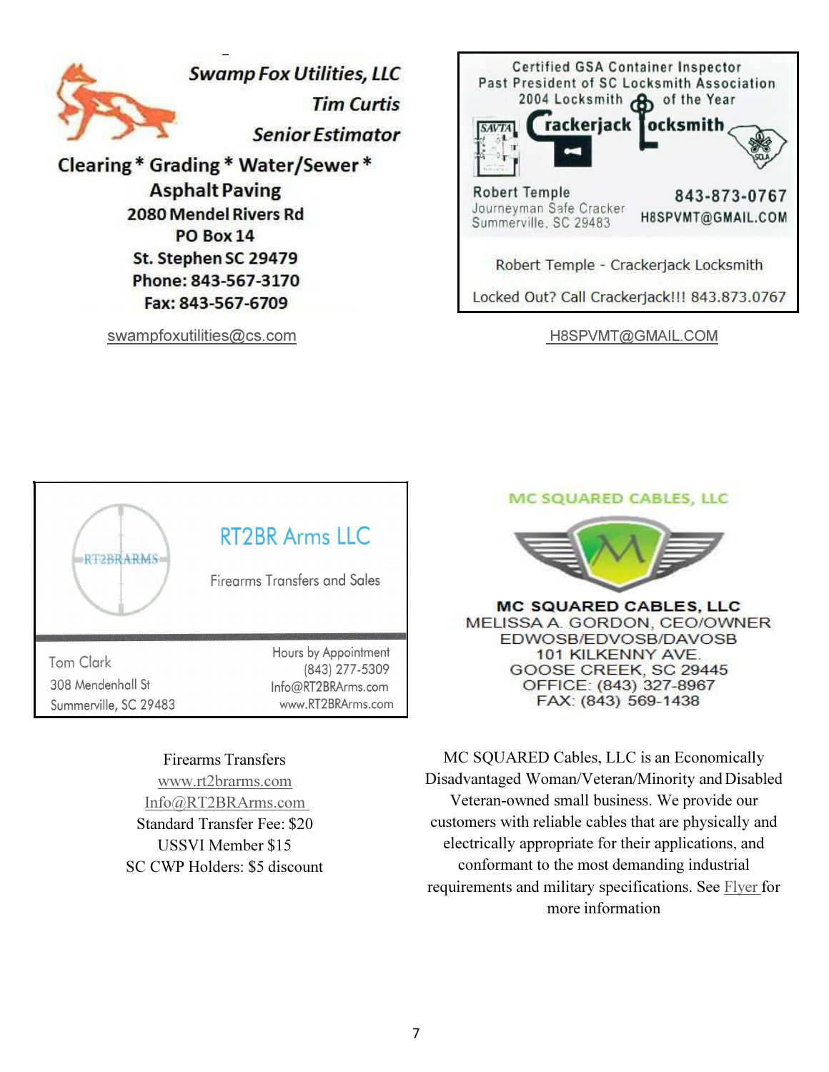Swamp Fox Utilities, LLC
Tim Curtis
Senior Estimator

Clearing * Grading * Water/Sewer *
Asphalt Paving
2080 Mendel Rivers Rd
PO Box 14
St. Stephen SC 29479
Phone: 843-567-3170
Fax: 843-567-6709

swampfoxutilities@cs.com

Certified GSA Container Inspector
Past President of SC Locksmith Association
2004 Locksmith of the Year

Crackerjack Locksmith

Robert Temple
Journeyman Safe Cracker
Summerville, SC 29483

843-873-0767
H8SPVMT@GMAIL.COM

Robert Temple - Crackerjack Locksmith

Locked Out? Call Crackerjack!!! 843.873.0767

H8SPVMT@GMAIL.COM

RT2BR Arms LLC

Firearms Transfers and Sales

Tom Clark
308 Mendenhall St
Summerville, SC 29483

Hours by Appointment
(843) 277-5309
Info@RT2BRArms.com
www.RT2BRArms.com

Firearms Transfers
www.rt2brarms.com
Info@RT2BRArms.com
Standard Transfer Fee: $20
USSVI Member $15
SC CWP Holders: $5 discount

MC SQUARED CABLES, LLC

MC SQUARED CABLES, LLC
MELISSA A. GORDON, CEO/OWNER
EDWOSB/EDVOSB/DAVOSB
101 KILKENNY AVE.
GOOSE CREEK, SC 29445
OFFICE: (843) 327-8967
FAX: (843) 569-1438

MC SQUARED Cables, LLC is an Economically Disadvantaged Woman/Veteran/Minority and Disabled Veteran-owned small business. We provide our customers with reliable cables that are physically and electrically appropriate for their applications, and conformant to the most demanding industrial requirements and military specifications. See Flyer for more information